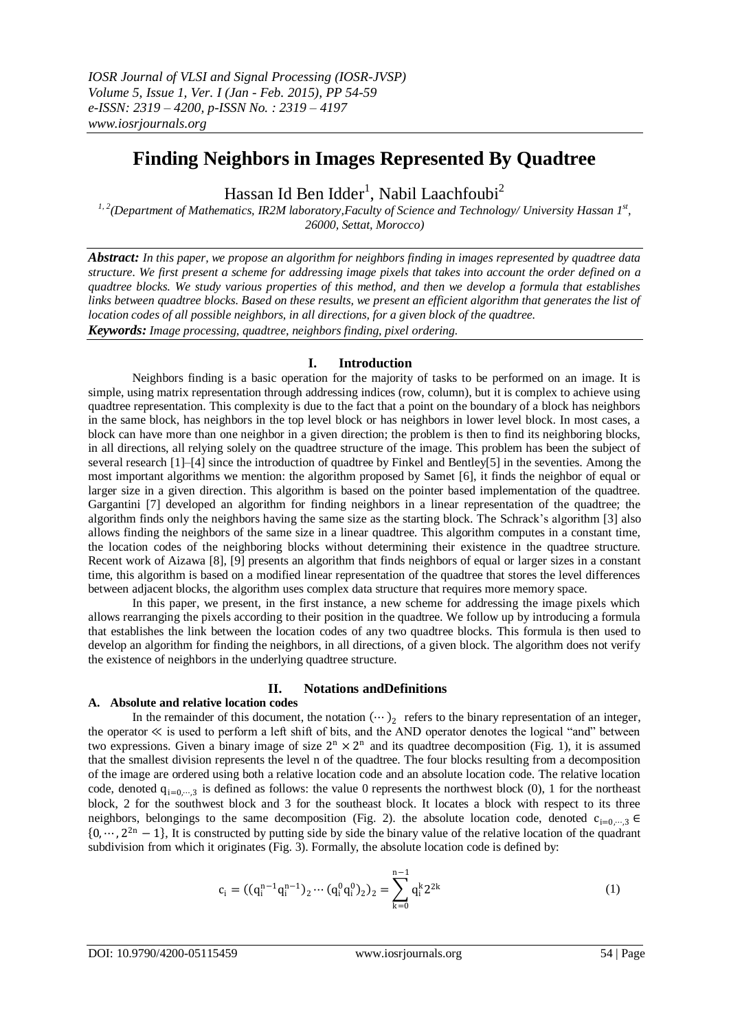# Finding Neighbors in Images Represented By Quadtree

Hassan Id Ben Idder[1], Nabil Laachfoubi[2]

[1, 2](Department of Mathematics, IR2M laboratory,Faculty of Science and Technology/ University Hassan 1st, 26000, Settat, Morocco)

***Abstract:*** *In this paper, we propose an algorithm for neighbors finding in images represented by quadtree data structure. We first present a scheme for addressing image pixels that takes into account the order defined on a quadtree blocks. We study various properties of this method, and then we develop a formula that establishes links between quadtree blocks. Based on these results, we present an efficient algorithm that generates the list of location codes of all possible neighbors, in all directions, for a given block of the quadtree.*

***Keywords:*** *Image processing, quadtree, neighbors finding, pixel ordering.*

## I. Introduction

Neighbors finding is a basic operation for the majority of tasks to be performed on an image. It is simple, using matrix representation through addressing indices (row, column), but it is complex to achieve using quadtree representation. This complexity is due to the fact that a point on the boundary of a block has neighbors in the same block, has neighbors in the top level block or has neighbors in lower level block. In most cases, a block can have more than one neighbor in a given direction; the problem is then to find its neighboring blocks, in all directions, all relying solely on the quadtree structure of the image. This problem has been the subject of several research [1]–[4] since the introduction of quadtree by Finkel and Bentley[5] in the seventies. Among the most important algorithms we mention: the algorithm proposed by Samet [6], it finds the neighbor of equal or larger size in a given direction. This algorithm is based on the pointer based implementation of the quadtree. Gargantini [7] developed an algorithm for finding neighbors in a linear representation of the quadtree; the algorithm finds only the neighbors having the same size as the starting block. The Schrack's algorithm [3] also allows finding the neighbors of the same size in a linear quadtree. This algorithm computes in a constant time, the location codes of the neighboring blocks without determining their existence in the quadtree structure. Recent work of Aizawa [8], [9] presents an algorithm that finds neighbors of equal or larger sizes in a constant time, this algorithm is based on a modified linear representation of the quadtree that stores the level differences between adjacent blocks, the algorithm uses complex data structure that requires more memory space.

In this paper, we present, in the first instance, a new scheme for addressing the image pixels which allows rearranging the pixels according to their position in the quadtree. We follow up by introducing a formula that establishes the link between the location codes of any two quadtree blocks. This formula is then used to develop an algorithm for finding the neighbors, in all directions, of a given block. The algorithm does not verify the existence of neighbors in the underlying quadtree structure.

## II. Notations andDefinitions

### A. Absolute and relative location codes

In the remainder of this document, the notation $(\cdots)_2$ refers to the binary representation of an integer, the operator $\ll$ is used to perform a left shift of bits, and the AND operator denotes the logical "and" between two expressions. Given a binary image of size $2^n \times 2^n$ and its quadtree decomposition (Fig. 1), it is assumed that the smallest division represents the level n of the quadtree. The four blocks resulting from a decomposition of the image are ordered using both a relative location code and an absolute location code. The relative location code, denoted $q_{i=0,\cdots,3}$ is defined as follows: the value 0 represents the northwest block (0), 1 for the northeast block, 2 for the southwest block and 3 for the southeast block. It locates a block with respect to its three neighbors, belongings to the same decomposition (Fig. 2). the absolute location code, denoted $c_{i=0,\cdots,3} \in \{0,\cdots,2^{2n}-1\}$, It is constructed by putting side by side the binary value of the relative location of the quadrant subdivision from which it originates (Fig. 3). Formally, the absolute location code is defined by:

$$c_i = ((q_i^{n-1}q_i^{n-1})_2 \cdots (q_i^0 q_i^0)_2)_2 = \sum_{k=0}^{n-1} q_i^k 2^{2k} \tag{1}$$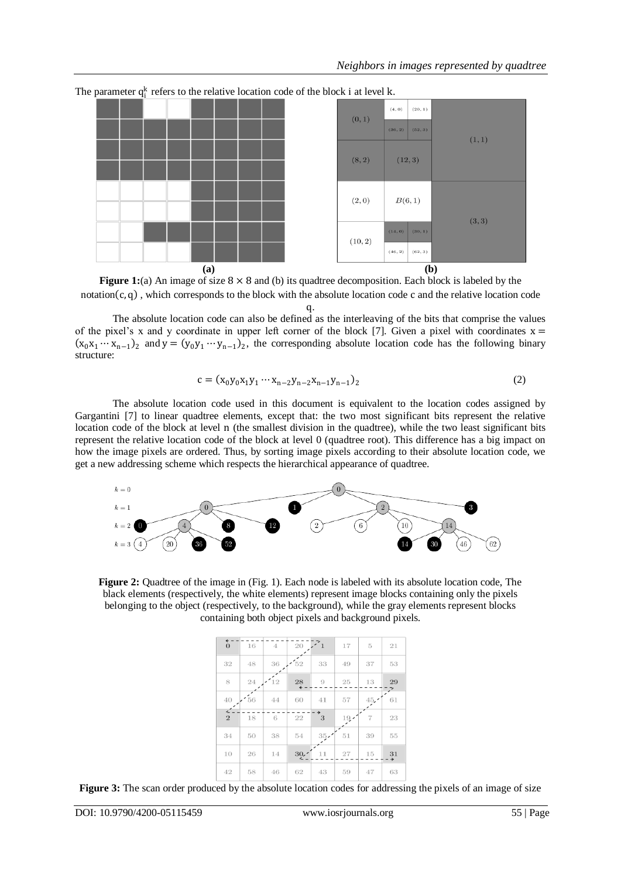The parameter $q_i^k$ refers to the relative location code of the block i at level k.

**Figure 1:**(a) An image of size $8 \times 8$ and (b) its quadtree decomposition. Each block is labeled by the notation$(c, q)$ , which corresponds to the block with the absolute location code c and the relative location code q.

The absolute location code can also be defined as the interleaving of the bits that comprise the values of the pixel's x and y coordinate in upper left corner of the block [7]. Given a pixel with coordinates $x = (x_0 x_1 \cdots x_{n-1})_2$ and $y = (y_0 y_1 \cdots y_{n-1})_2$, the corresponding absolute location code has the following binary structure:

$$c = (x_0 y_0 x_1 y_1 \cdots x_{n-2} y_{n-2} x_{n-1} y_{n-1})_2 \tag{2}$$

The absolute location code used in this document is equivalent to the location codes assigned by Gargantini [7] to linear quadtree elements, except that: the two most significant bits represent the relative location code of the block at level n (the smallest division in the quadtree), while the two least significant bits represent the relative location code of the block at level 0 (quadtree root). This difference has a big impact on how the image pixels are ordered. Thus, by sorting image pixels according to their absolute location code, we get a new addressing scheme which respects the hierarchical appearance of quadtree.

**Figure 2:** Quadtree of the image in (Fig. 1). Each node is labeled with its absolute location code, The black elements (respectively, the white elements) represent image blocks containing only the pixels belonging to the object (respectively, to the background), while the gray elements represent blocks containing both object pixels and background pixels.

**Figure 3:** The scan order produced by the absolute location codes for addressing the pixels of an image of size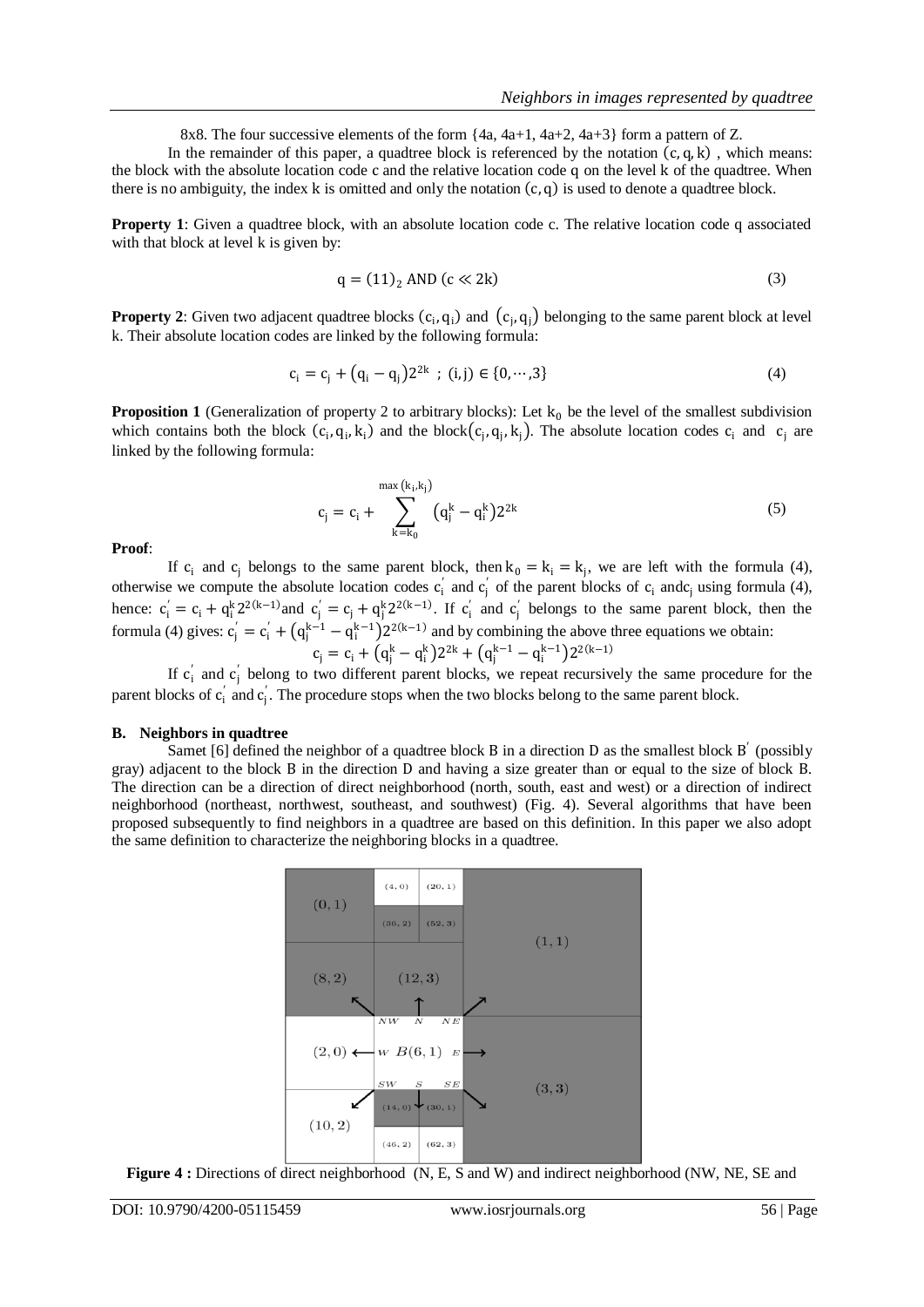8x8. The four successive elements of the form {4a, 4a+1, 4a+2, 4a+3} form a pattern of Z.

In the remainder of this paper, a quadtree block is referenced by the notation $(c, q, k)$ , which means: the block with the absolute location code c and the relative location code q on the level k of the quadtree. When there is no ambiguity, the index k is omitted and only the notation $(c, q)$ is used to denote a quadtree block.

**Property 1**: Given a quadtree block, with an absolute location code c. The relative location code q associated with that block at level k is given by:

$$q = (11)_2 \text{ AND } (c \ll 2k) \tag{3}$$

**Property 2**: Given two adjacent quadtree blocks $(c_i, q_i)$ and $(c_j, q_j)$ belonging to the same parent block at level k. Their absolute location codes are linked by the following formula:

$$c_i = c_j + (q_i - q_j)2^{2k} \ ; \ (i,j) \in \{0, \cdots, 3\} \tag{4}$$

**Proposition 1** (Generalization of property 2 to arbitrary blocks): Let $k_0$ be the level of the smallest subdivision which contains both the block $(c_i, q_i, k_i)$ and the block $(c_j, q_j, k_j)$. The absolute location codes $c_i$ and $c_j$ are linked by the following formula:

$$c_j = c_i + \sum_{k=k_0}^{\max(k_i, k_j)} (q_j^k - q_i^k)2^{2k} \tag{5}$$

**Proof**:

If $c_i$ and $c_j$ belongs to the same parent block, then $k_0 = k_i = k_j$, we are left with the formula (4), otherwise we compute the absolute location codes $c_i^{'}$ and $c_j^{'}$ of the parent blocks of $c_i$ and $c_j$ using formula (4), hence: $c_i^{'} = c_i + q_i^k 2^{2(k-1)}$ and $c_j^{'} = c_j + q_j^k 2^{2(k-1)}$. If $c_i^{'}$ and $c_j^{'}$ belongs to the same parent block, then the formula (4) gives: $c_j^{'} = c_i^{'} + (q_j^{k-1} - q_i^{k-1})2^{2(k-1)}$ and by combining the above three equations we obtain:

$$c_j = c_i + (q_j^k - q_i^k)2^{2k} + (q_j^{k-1} - q_i^{k-1})2^{2(k-1)}$$

If $c_i^{'}$ and $c_j^{'}$ belong to two different parent blocks, we repeat recursively the same procedure for the parent blocks of $c_i^{'}$ and $c_j^{'}$. The procedure stops when the two blocks belong to the same parent block.

### B. Neighbors in quadtree

Samet [6] defined the neighbor of a quadtree block B in a direction D as the smallest block $B'$ (possibly gray) adjacent to the block B in the direction D and having a size greater than or equal to the size of block B. The direction can be a direction of direct neighborhood (north, south, east and west) or a direction of indirect neighborhood (northeast, northwest, southeast, and southwest) (Fig. 4). Several algorithms that have been proposed subsequently to find neighbors in a quadtree are based on this definition. In this paper we also adopt the same definition to characterize the neighboring blocks in a quadtree.

**Figure 4 :** Directions of direct neighborhood (N, E, S and W) and indirect neighborhood (NW, NE, SE and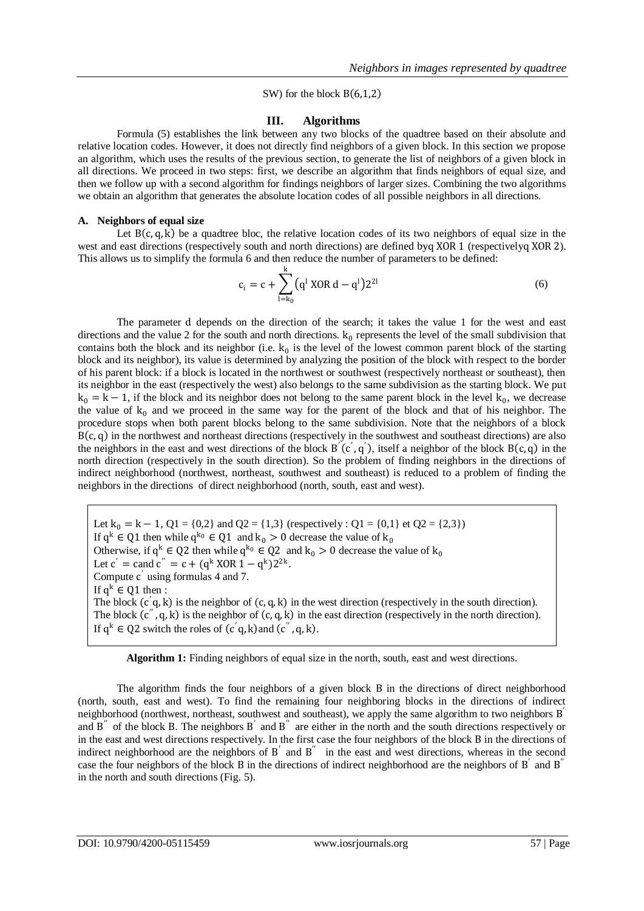SW) for the block $B(6,1,2)$

## III. Algorithms

Formula (5) establishes the link between any two blocks of the quadtree based on their absolute and relative location codes. However, it does not directly find neighbors of a given block. In this section we propose an algorithm, which uses the results of the previous section, to generate the list of neighbors of a given block in all directions. We proceed in two steps: first, we describe an algorithm that finds neighbors of equal size, and then we follow up with a second algorithm for findings neighbors of larger sizes. Combining the two algorithms we obtain an algorithm that generates the absolute location codes of all possible neighbors in all directions.

### A. Neighbors of equal size

Let $B(c,q,k)$ be a quadtree bloc, the relative location codes of its two neighbors of equal size in the west and east directions (respectively south and north directions) are defined by$q$ XOR 1 (respectively$q$ XOR 2). This allows us to simplify the formula 6 and then reduce the number of parameters to be defined:

$$c_i = c + \sum_{l=k_0}^{k} \left(q^l \text{ XOR } d - q^l\right)2^{2l} \tag{6}$$

The parameter d depends on the direction of the search; it takes the value 1 for the west and east directions and the value 2 for the south and north directions. $k_0$ represents the level of the small subdivision that contains both the block and its neighbor (i.e. $k_0$ is the level of the lowest common parent block of the starting block and its neighbor), its value is determined by analyzing the position of the block with respect to the border of his parent block: if a block is located in the northwest or southwest (respectively northeast or southeast), then its neighbor in the east (respectively the west) also belongs to the same subdivision as the starting block. We put $k_0 = k - 1$, if the block and its neighbor does not belong to the same parent block in the level $k_0$, we decrease the value of $k_0$ and we proceed in the same way for the parent of the block and that of his neighbor. The procedure stops when both parent blocks belong to the same subdivision. Note that the neighbors of a block $B(c,q)$ in the northwest and northeast directions (respectively in the southwest and southeast directions) are also the neighbors in the east and west directions of the block $B'(c',q')$, itself a neighbor of the block $B(c,q)$ in the north direction (respectively in the south direction). So the problem of finding neighbors in the directions of indirect neighborhood (northwest, northeast, southwest and southeast) is reduced to a problem of finding the neighbors in the directions of direct neighborhood (north, south, east and west).

> Let $k_0 = k - 1$, Q1 = {0,2} and Q2 = {1,3} (respectively : Q1 = {0,1} et Q2 = {2,3})
> If $q^k \in Q1$ then while $q^{k_0} \in Q1$ and $k_0 > 0$ decrease the value of $k_0$
> Otherwise, if $q^k \in Q2$ then while $q^{k_0} \in Q2$ and $k_0 > 0$ decrease the value of $k_0$
> Let $c' = c$and $c'' = c + (q^k \text{ XOR } 1 - q^k)2^{2k}$.
> Compute $c'$ using formulas 4 and 7.
> If $q^k \in Q1$ then :
> The block $(c'q,k)$ is the neighbor of $(c,q,k)$ in the west direction (respectively in the south direction).
> The block $(c'',q,k)$ is the neighbor of $(c,q,k)$ in the east direction (respectively in the north direction).
> If $q^k \in Q2$ switch the roles of $(c'q,k)$and $(c'',q,k)$.

**Algorithm 1:** Finding neighbors of equal size in the north, south, east and west directions.

The algorithm finds the four neighbors of a given block B in the directions of direct neighborhood (north, south, east and west). To find the remaining four neighboring blocks in the directions of indirect neighborhood (northwest, northeast, southwest and southeast), we apply the same algorithm to two neighbors $B'$ and $B''$ of the block B. The neighbors $B'$ and $B''$ are either in the north and the south directions respectively or in the east and west directions respectively. In the first case the four neighbors of the block B in the directions of indirect neighborhood are the neighbors of $B'$ and $B''$ in the east and west directions, whereas in the second case the four neighbors of the block B in the directions of indirect neighborhood are the neighbors of $B'$ and $B''$ in the north and south directions (Fig. 5).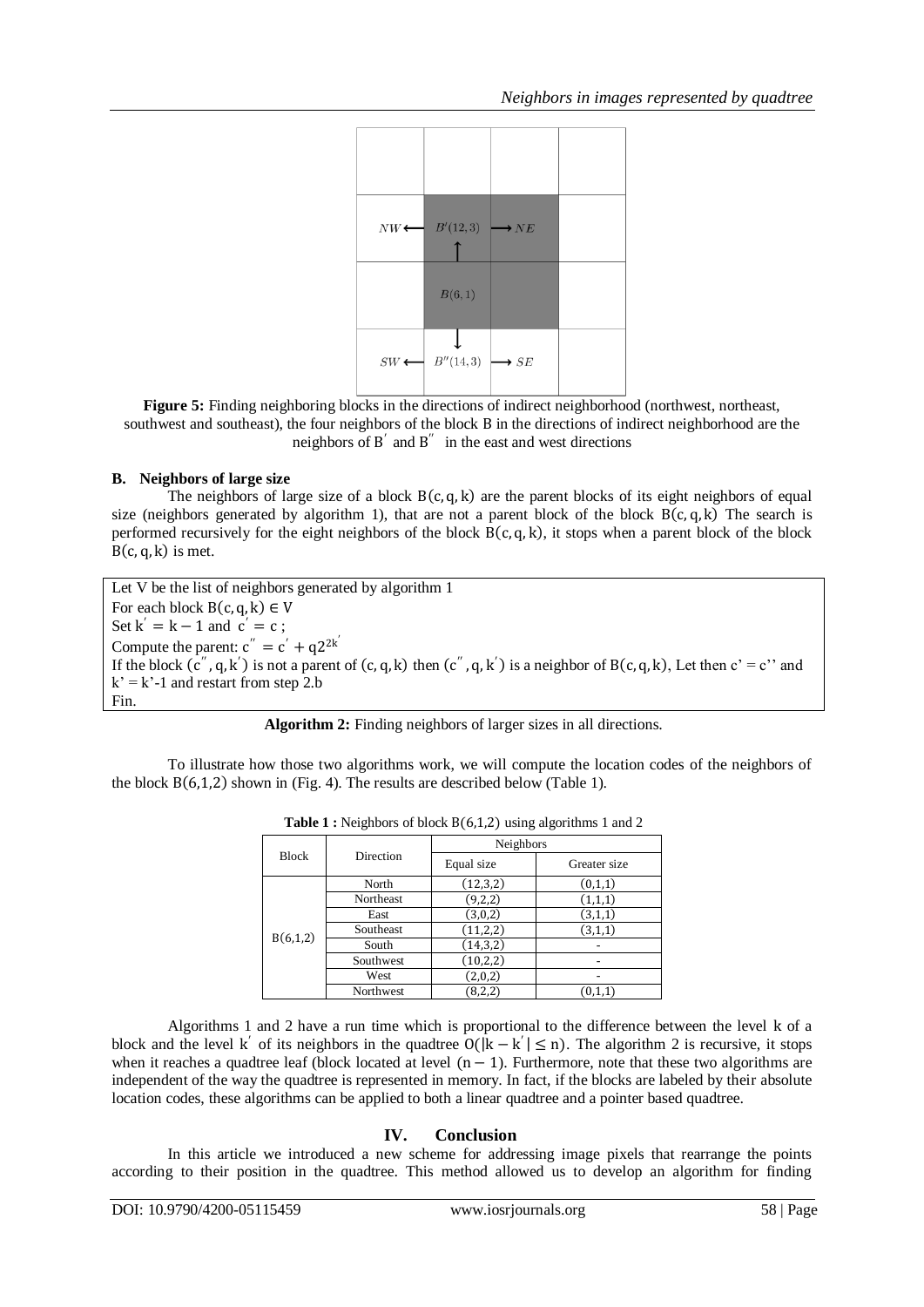Figure 5: Finding neighboring blocks in the directions of indirect neighborhood (northwest, northeast, southwest and southeast), the four neighbors of the block B in the directions of indirect neighborhood are the neighbors of $B'$ and $B''$ in the east and west directions

### B. Neighbors of large size

The neighbors of large size of a block $B(c, q, k)$ are the parent blocks of its eight neighbors of equal size (neighbors generated by algorithm 1), that are not a parent block of the block $B(c, q, k)$ The search is performed recursively for the eight neighbors of the block $B(c, q, k)$, it stops when a parent block of the block $B(c, q, k)$ is met.

> Let V be the list of neighbors generated by algorithm 1
> For each block $B(c, q, k) \in V$
> Set $k' = k - 1$ and $c' = c$ ;
> Compute the parent: $c'' = c' + q2^{2k'}$
> If the block $(c'', q, k')$ is not a parent of $(c, q, k)$ then $(c'', q, k')$ is a neighbor of $B(c, q, k)$, Let then c' = c'' and k' = k'-1 and restart from step 2.b
> Fin.

**Algorithm 2:** Finding neighbors of larger sizes in all directions.

To illustrate how those two algorithms work, we will compute the location codes of the neighbors of the block $B(6,1,2)$ shown in (Fig. 4). The results are described below (Table 1).

**Table 1 :** Neighbors of block B(6,1,2) using algorithms 1 and 2

| Block | Direction | Neighbors | |
|---|---|---|---|
| | | Equal size | Greater size |
| B(6,1,2) | North | (12,3,2) | (0,1,1) |
| | Northeast | (9,2,2) | (1,1,1) |
| | East | (3,0,2) | (3,1,1) |
| | Southeast | (11,2,2) | (3,1,1) |
| | South | (14,3,2) | - |
| | Southwest | (10,2,2) | - |
| | West | (2,0,2) | - |
| | Northwest | (8,2,2) | (0,1,1) |

Algorithms 1 and 2 have a run time which is proportional to the difference between the level k of a block and the level $k'$ of its neighbors in the quadtree $O(|k - k'| \leq n)$. The algorithm 2 is recursive, it stops when it reaches a quadtree leaf (block located at level $(n - 1)$. Furthermore, note that these two algorithms are independent of the way the quadtree is represented in memory. In fact, if the blocks are labeled by their absolute location codes, these algorithms can be applied to both a linear quadtree and a pointer based quadtree.

## IV. Conclusion

In this article we introduced a new scheme for addressing image pixels that rearrange the points according to their position in the quadtree. This method allowed us to develop an algorithm for finding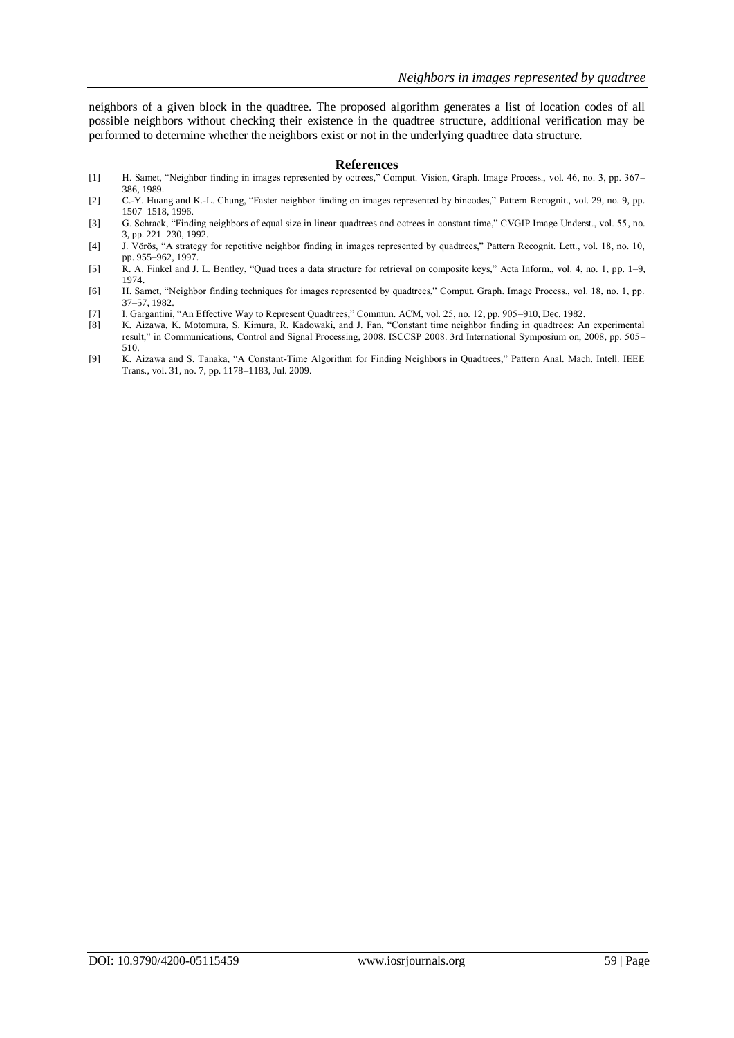neighbors of a given block in the quadtree. The proposed algorithm generates a list of location codes of all possible neighbors without checking their existence in the quadtree structure, additional verification may be performed to determine whether the neighbors exist or not in the underlying quadtree data structure.

## References

[1] H. Samet, "Neighbor finding in images represented by octrees," Comput. Vision, Graph. Image Process., vol. 46, no. 3, pp. 367–386, 1989.

[2] C.-Y. Huang and K.-L. Chung, "Faster neighbor finding on images represented by bincodes," Pattern Recognit., vol. 29, no. 9, pp. 1507–1518, 1996.

[3] G. Schrack, "Finding neighbors of equal size in linear quadtrees and octrees in constant time," CVGIP Image Underst., vol. 55, no. 3, pp. 221–230, 1992.

[4] J. Vörös, "A strategy for repetitive neighbor finding in images represented by quadtrees," Pattern Recognit. Lett., vol. 18, no. 10, pp. 955–962, 1997.

[5] R. A. Finkel and J. L. Bentley, "Quad trees a data structure for retrieval on composite keys," Acta Inform., vol. 4, no. 1, pp. 1–9, 1974.

[6] H. Samet, "Neighbor finding techniques for images represented by quadtrees," Comput. Graph. Image Process., vol. 18, no. 1, pp. 37–57, 1982.

[7] I. Gargantini, "An Effective Way to Represent Quadtrees," Commun. ACM, vol. 25, no. 12, pp. 905–910, Dec. 1982.

[8] K. Aizawa, K. Motomura, S. Kimura, R. Kadowaki, and J. Fan, "Constant time neighbor finding in quadtrees: An experimental result," in Communications, Control and Signal Processing, 2008. ISCCSP 2008. 3rd International Symposium on, 2008, pp. 505–510.

[9] K. Aizawa and S. Tanaka, "A Constant-Time Algorithm for Finding Neighbors in Quadtrees," Pattern Anal. Mach. Intell. IEEE Trans., vol. 31, no. 7, pp. 1178–1183, Jul. 2009.